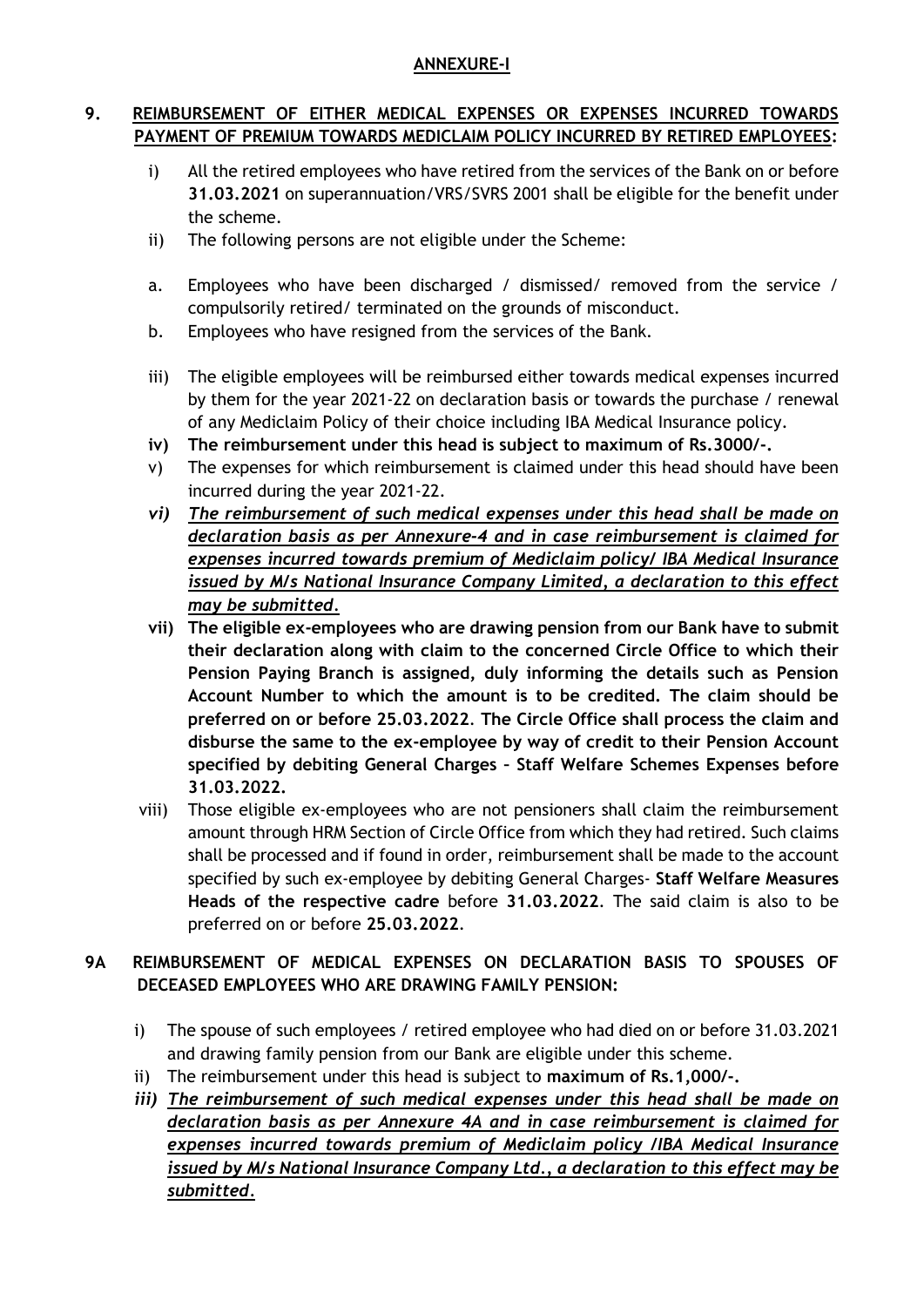## ANNEXURE-I

### 9. REIMBURSEMENT OF EITHER MEDICAL EXPENSES OR EXPENSES INCURRED TOWARDS PAYMENT OF PREMIUM TOWARDS MEDICLAIM POLICY INCURRED BY RETIRED EMPLOYEES:

i) All the retired employees who have retired from the services of the Bank on or before **31.03.2021** on superannuation/VRS/SVRS 2001 shall be eligible for the benefit under the scheme.

ii) The following persons are not eligible under the Scheme:

a. Employees who have been discharged / dismissed/ removed from the service / compulsorily retired/ terminated on the grounds of misconduct.

b. Employees who have resigned from the services of the Bank.

iii) The eligible employees will be reimbursed either towards medical expenses incurred by them for the year 2021-22 on declaration basis or towards the purchase / renewal of any Mediclaim Policy of their choice including IBA Medical Insurance policy.

**iv) The reimbursement under this head is subject to maximum of Rs.3000/-.**

v) The expenses for which reimbursement is claimed under this head should have been incurred during the year 2021-22.

***vi) The reimbursement of such medical expenses under this head shall be made on declaration basis as per Annexure-4 and in case reimbursement is claimed for expenses incurred towards premium of Mediclaim policy/ IBA Medical Insurance issued by M/s National Insurance Company Limited, a declaration to this effect may be submitted.***

**vii) The eligible ex-employees who are drawing pension from our Bank have to submit their declaration along with claim to the concerned Circle Office to which their Pension Paying Branch is assigned, duly informing the details such as Pension Account Number to which the amount is to be credited. The claim should be preferred on or before 25.03.2022. The Circle Office shall process the claim and disburse the same to the ex-employee by way of credit to their Pension Account specified by debiting General Charges – Staff Welfare Schemes Expenses before 31.03.2022.**

viii) Those eligible ex-employees who are not pensioners shall claim the reimbursement amount through HRM Section of Circle Office from which they had retired. Such claims shall be processed and if found in order, reimbursement shall be made to the account specified by such ex-employee by debiting General Charges- **Staff Welfare Measures Heads of the respective cadre** before **31.03.2022**. The said claim is also to be preferred on or before **25.03.2022**.

### 9A REIMBURSEMENT OF MEDICAL EXPENSES ON DECLARATION BASIS TO SPOUSES OF DECEASED EMPLOYEES WHO ARE DRAWING FAMILY PENSION:

i) The spouse of such employees / retired employee who had died on or before 31.03.2021 and drawing family pension from our Bank are eligible under this scheme.

ii) The reimbursement under this head is subject to **maximum of Rs.1,000/-.**

***iii) The reimbursement of such medical expenses under this head shall be made on declaration basis as per Annexure 4A and in case reimbursement is claimed for expenses incurred towards premium of Mediclaim policy /IBA Medical Insurance issued by M/s National Insurance Company Ltd., a declaration to this effect may be submitted.***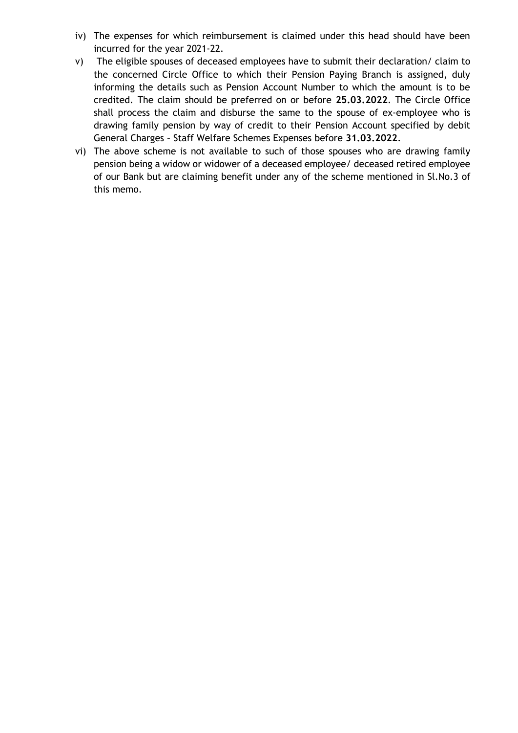iv) The expenses for which reimbursement is claimed under this head should have been incurred for the year 2021-22.

v) The eligible spouses of deceased employees have to submit their declaration/ claim to the concerned Circle Office to which their Pension Paying Branch is assigned, duly informing the details such as Pension Account Number to which the amount is to be credited. The claim should be preferred on or before **25.03.2022**. The Circle Office shall process the claim and disburse the same to the spouse of ex-employee who is drawing family pension by way of credit to their Pension Account specified by debit General Charges – Staff Welfare Schemes Expenses before **31.03.2022**.

vi) The above scheme is not available to such of those spouses who are drawing family pension being a widow or widower of a deceased employee/ deceased retired employee of our Bank but are claiming benefit under any of the scheme mentioned in Sl.No.3 of this memo.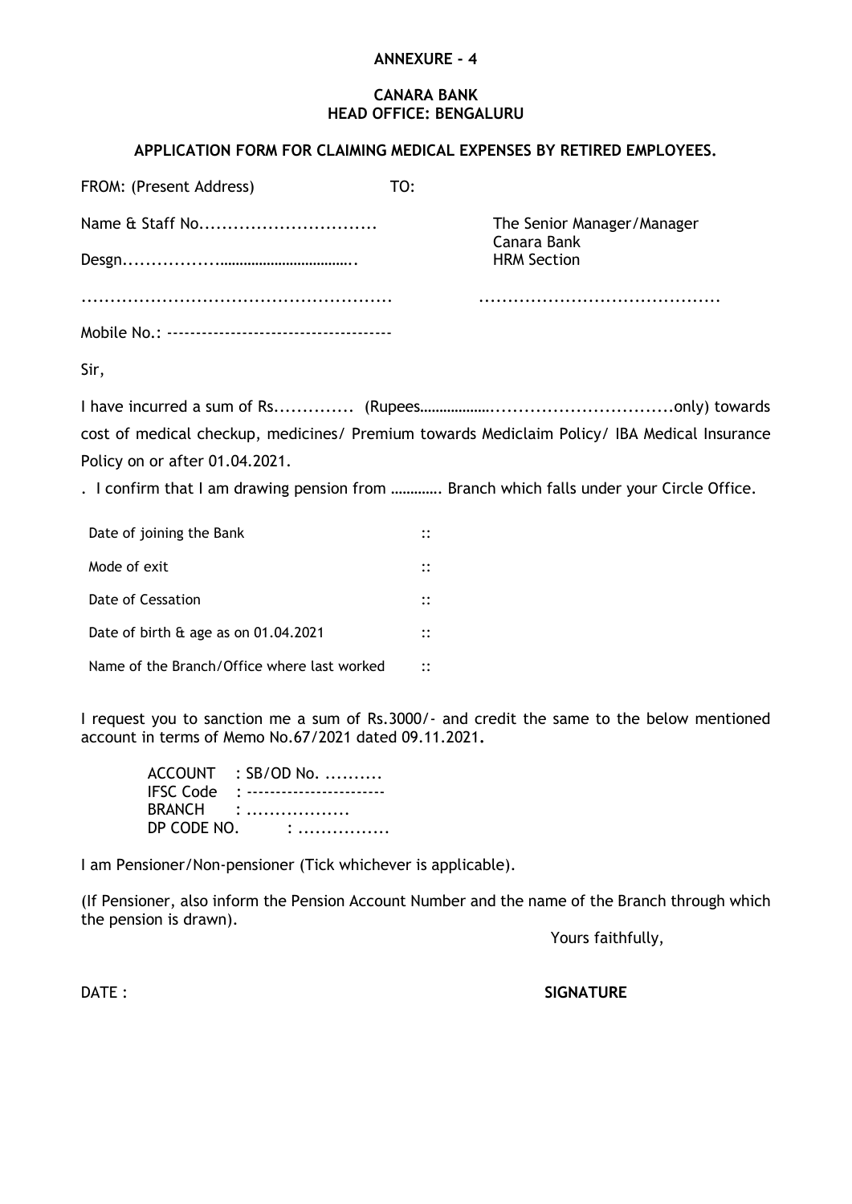**ANNEXURE - 4**

**CANARA BANK**
**HEAD OFFICE: BENGALURU**

**APPLICATION FORM FOR CLAIMING MEDICAL EXPENSES BY RETIRED EMPLOYEES.**

FROM: (Present Address) TO:

Name & Staff No..............................

Desgn...................................................

.....................................................

Mobile No.: --------------------------------------

The Senior Manager/Manager
Canara Bank
HRM Section

..........................................

Sir,

I have incurred a sum of Rs............. (Rupees………………...............................only) towards cost of medical checkup, medicines/ Premium towards Mediclaim Policy/ IBA Medical Insurance Policy on or after 01.04.2021.

. I confirm that I am drawing pension from …………. Branch which falls under your Circle Office.

| | | |
|---|---|---|
| Date of joining the Bank | :: | |
| Mode of exit | :: | |
| Date of Cessation | :: | |
| Date of birth & age as on 01.04.2021 | :: | |
| Name of the Branch/Office where last worked | :: | |

I request you to sanction me a sum of Rs.3000/- and credit the same to the below mentioned account in terms of Memo No.67/2021 dated 09.11.2021**.**

ACCOUNT : SB/OD No. ..........
IFSC Code : ----------------------
BRANCH : .................
DP CODE NO. : ................

I am Pensioner/Non-pensioner (Tick whichever is applicable).

(If Pensioner, also inform the Pension Account Number and the name of the Branch through which the pension is drawn).

Yours faithfully,

DATE : **SIGNATURE**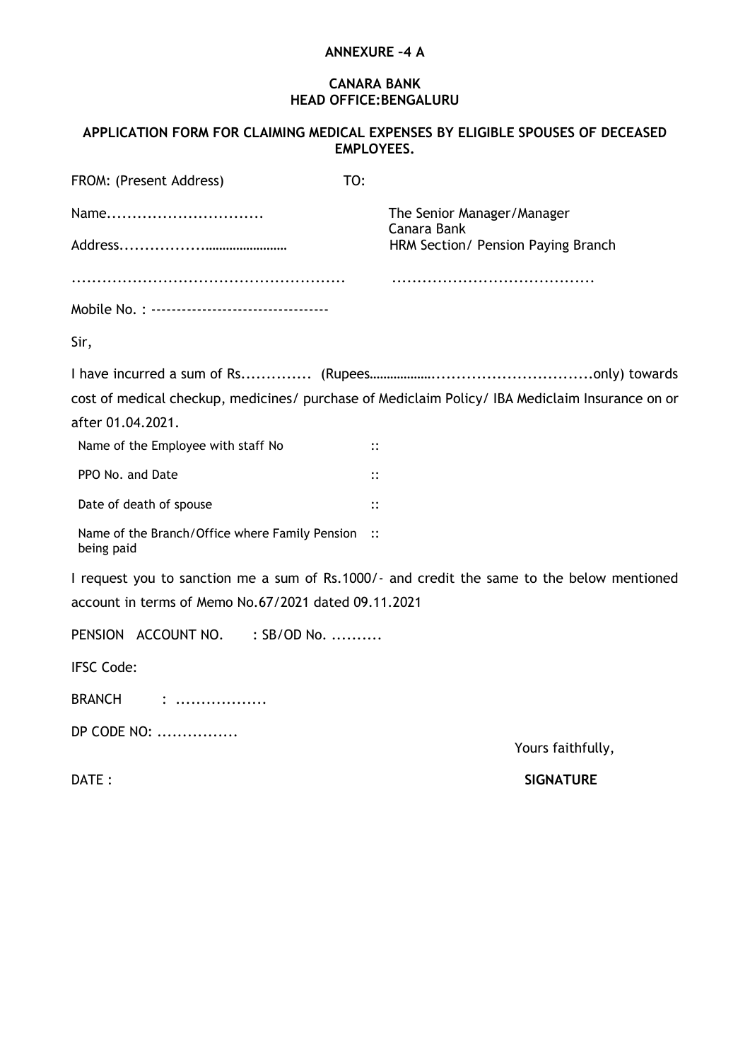**ANNEXURE –4 A**

**CANARA BANK**
**HEAD OFFICE:BENGALURU**

**APPLICATION FORM FOR CLAIMING MEDICAL EXPENSES BY ELIGIBLE SPOUSES OF DECEASED EMPLOYEES.**

FROM: (Present Address)

Name...............................

Address...................……………………

.....................................................

Mobile No. : ---------------------------------

TO:

The Senior Manager/Manager
Canara Bank
HRM Section/ Pension Paying Branch

.......................................

Sir,

I have incurred a sum of Rs............. (Rupees……………….................................only) towards cost of medical checkup, medicines/ purchase of Mediclaim Policy/ IBA Mediclaim Insurance on or after 01.04.2021.

| | | |
|---|---|---|
| Name of the Employee with staff No | :: | |
| PPO No. and Date | :: | |
| Date of death of spouse | :: | |
| Name of the Branch/Office where Family Pension being paid | :: | |

I request you to sanction me a sum of Rs.1000/- and credit the same to the below mentioned account in terms of Memo No.67/2021 dated 09.11.2021

PENSION ACCOUNT NO. : SB/OD No. ..........

IFSC Code:

BRANCH : ..................

DP CODE NO: ................

Yours faithfully,

DATE :

**SIGNATURE**